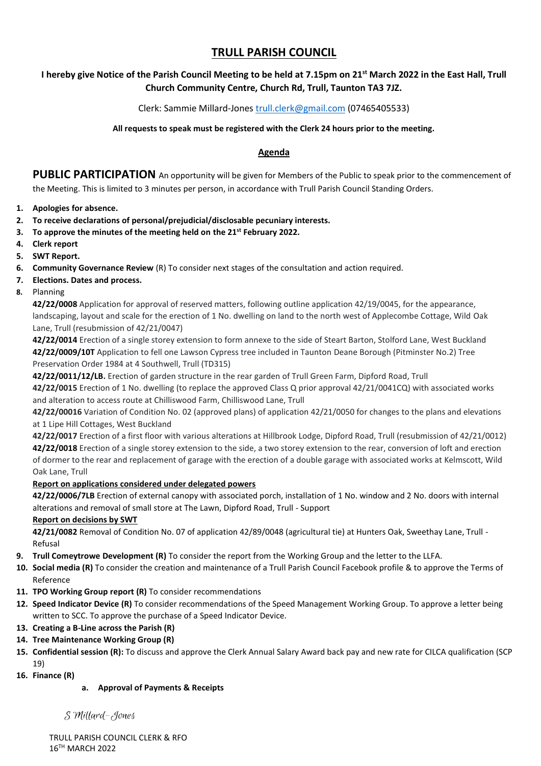# TRULL PARISH COUNCIL

**I hereby give Notice of the Parish Council Meeting to be held at 7.15pm on 21st March 2022 in the East Hall, Trull Church Community Centre, Church Rd, Trull, Taunton TA3 7JZ.**

Clerk: Sammie Millard-Jones trull.clerk@gmail.com (07465405533)

**All requests to speak must be registered with the Clerk 24 hours prior to the meeting.**

## Agenda

**PUBLIC PARTICIPATION** An opportunity will be given for Members of the Public to speak prior to the commencement of the Meeting. This is limited to 3 minutes per person, in accordance with Trull Parish Council Standing Orders.

1. **Apologies for absence.**
2. **To receive declarations of personal/prejudicial/disclosable pecuniary interests.**
3. **To approve the minutes of the meeting held on the 21st February 2022.**
4. **Clerk report**
5. **SWT Report.**
6. **Community Governance Review** (R) To consider next stages of the consultation and action required.
7. **Elections. Dates and process.**
8. Planning

   **42/22/0008** Application for approval of reserved matters, following outline application 42/19/0045, for the appearance, landscaping, layout and scale for the erection of 1 No. dwelling on land to the north west of Applecombe Cottage, Wild Oak Lane, Trull (resubmission of 42/21/0047)

   **42/22/0014** Erection of a single storey extension to form annexe to the side of Steart Barton, Stolford Lane, West Buckland

   **42/22/0009/10T** Application to fell one Lawson Cypress tree included in Taunton Deane Borough (Pitminster No.2) Tree Preservation Order 1984 at 4 Southwell, Trull (TD315)

   **42/22/0011/12/LB.** Erection of garden structure in the rear garden of Trull Green Farm, Dipford Road, Trull

   **42/22/0015** Erection of 1 No. dwelling (to replace the approved Class Q prior approval 42/21/0041CQ) with associated works and alteration to access route at Chilliswood Farm, Chilliswood Lane, Trull

   **42/22/00016** Variation of Condition No. 02 (approved plans) of application 42/21/0050 for changes to the plans and elevations at 1 Lipe Hill Cottages, West Buckland

   **42/22/0017** Erection of a first floor with various alterations at Hillbrook Lodge, Dipford Road, Trull (resubmission of 42/21/0012)

   **42/22/0018** Erection of a single storey extension to the side, a two storey extension to the rear, conversion of loft and erection of dormer to the rear and replacement of garage with the erection of a double garage with associated works at Kelmscott, Wild Oak Lane, Trull

   **Report on applications considered under delegated powers**

   **42/22/0006/7LB** Erection of external canopy with associated porch, installation of 1 No. window and 2 No. doors with internal alterations and removal of small store at The Lawn, Dipford Road, Trull - Support

   **Report on decisions by SWT**

   **42/21/0082** Removal of Condition No. 07 of application 42/89/0048 (agricultural tie) at Hunters Oak, Sweethay Lane, Trull - Refusal

9. **Trull Comeytrowe Development (R)** To consider the report from the Working Group and the letter to the LLFA.
10. **Social media (R)** To consider the creation and maintenance of a Trull Parish Council Facebook profile & to approve the Terms of Reference
11. **TPO Working Group report (R)** To consider recommendations
12. **Speed Indicator Device (R)** To consider recommendations of the Speed Management Working Group. To approve a letter being written to SCC. To approve the purchase of a Speed Indicator Device.
13. **Creating a B-Line across the Parish (R)**
14. **Tree Maintenance Working Group (R)**
15. **Confidential session (R):** To discuss and approve the Clerk Annual Salary Award back pay and new rate for CILCA qualification (SCP 19)
16. **Finance (R)**
    a. **Approval of Payments & Receipts**

*S Millard-Jones*

TRULL PARISH COUNCIL CLERK & RFO
16TH MARCH 2022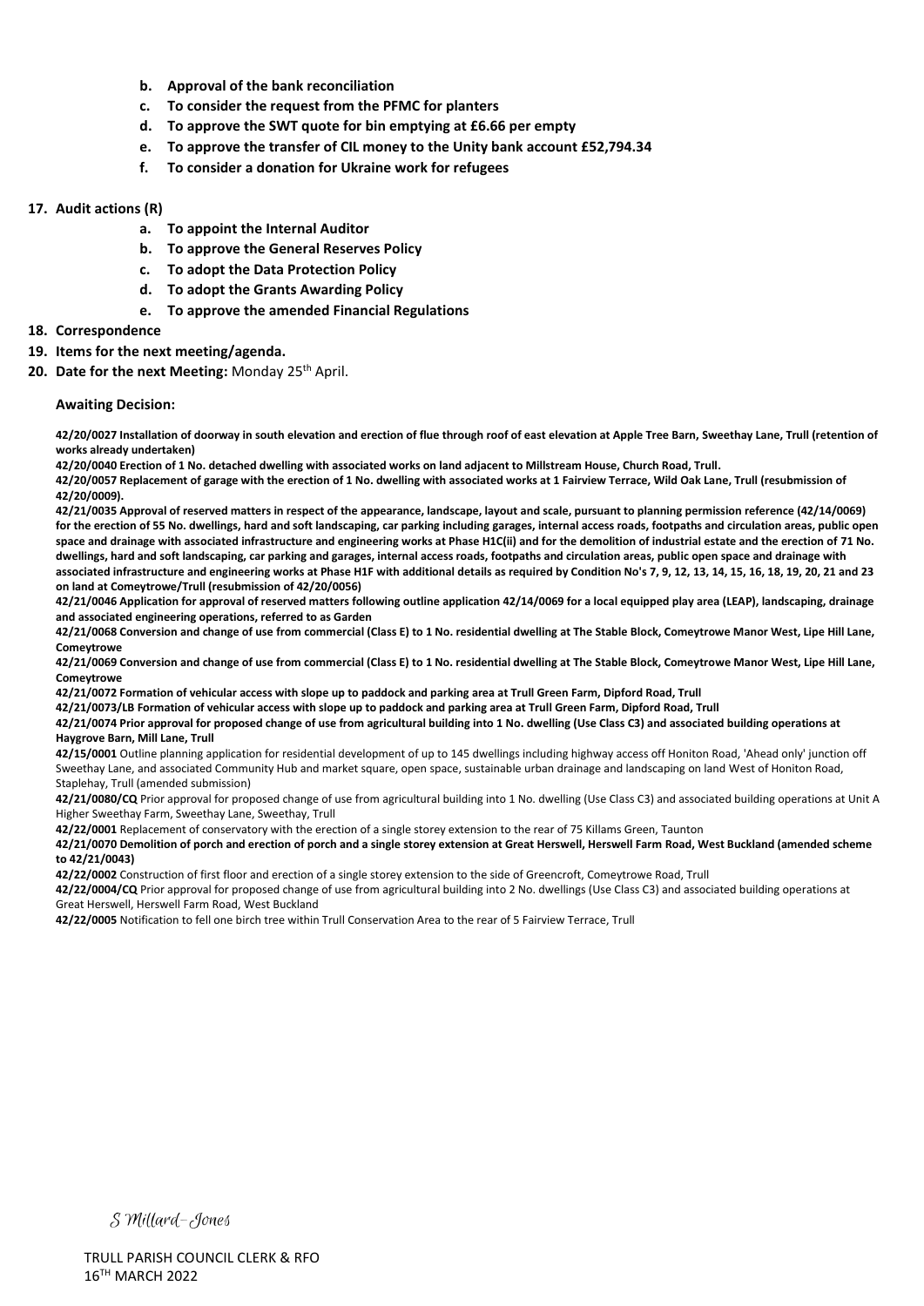- **b. Approval of the bank reconciliation**
- **c. To consider the request from the PFMC for planters**
- **d. To approve the SWT quote for bin emptying at £6.66 per empty**
- **e. To approve the transfer of CIL money to the Unity bank account £52,794.34**
- **f. To consider a donation for Ukraine work for refugees**

**17. Audit actions (R)**

- **a. To appoint the Internal Auditor**
- **b. To approve the General Reserves Policy**
- **c. To adopt the Data Protection Policy**
- **d. To adopt the Grants Awarding Policy**
- **e. To approve the amended Financial Regulations**

**18. Correspondence**

**19. Items for the next meeting/agenda.**

**20. Date for the next Meeting:** Monday 25th April.

**Awaiting Decision:**

**42/20/0027 Installation of doorway in south elevation and erection of flue through roof of east elevation at Apple Tree Barn, Sweethay Lane, Trull (retention of works already undertaken)**

**42/20/0040 Erection of 1 No. detached dwelling with associated works on land adjacent to Millstream House, Church Road, Trull.**

**42/20/0057 Replacement of garage with the erection of 1 No. dwelling with associated works at 1 Fairview Terrace, Wild Oak Lane, Trull (resubmission of 42/20/0009).**

**42/21/0035 Approval of reserved matters in respect of the appearance, landscape, layout and scale, pursuant to planning permission reference (42/14/0069) for the erection of 55 No. dwellings, hard and soft landscaping, car parking including garages, internal access roads, footpaths and circulation areas, public open space and drainage with associated infrastructure and engineering works at Phase H1C(ii) and for the demolition of industrial estate and the erection of 71 No. dwellings, hard and soft landscaping, car parking and garages, internal access roads, footpaths and circulation areas, public open space and drainage with associated infrastructure and engineering works at Phase H1F with additional details as required by Condition No's 7, 9, 12, 13, 14, 15, 16, 18, 19, 20, 21 and 23 on land at Comeytrowe/Trull (resubmission of 42/20/0056)**

**42/21/0046 Application for approval of reserved matters following outline application 42/14/0069 for a local equipped play area (LEAP), landscaping, drainage and associated engineering operations, referred to as Garden**

**42/21/0068 Conversion and change of use from commercial (Class E) to 1 No. residential dwelling at The Stable Block, Comeytrowe Manor West, Lipe Hill Lane, Comeytrowe**

**42/21/0069 Conversion and change of use from commercial (Class E) to 1 No. residential dwelling at The Stable Block, Comeytrowe Manor West, Lipe Hill Lane, Comeytrowe**

**42/21/0072 Formation of vehicular access with slope up to paddock and parking area at Trull Green Farm, Dipford Road, Trull**

**42/21/0073/LB Formation of vehicular access with slope up to paddock and parking area at Trull Green Farm, Dipford Road, Trull**

**42/21/0074 Prior approval for proposed change of use from agricultural building into 1 No. dwelling (Use Class C3) and associated building operations at Haygrove Barn, Mill Lane, Trull**

**42/15/0001** Outline planning application for residential development of up to 145 dwellings including highway access off Honiton Road, 'Ahead only' junction off Sweethay Lane, and associated Community Hub and market square, open space, sustainable urban drainage and landscaping on land West of Honiton Road, Staplehay, Trull (amended submission)

**42/21/0080/CQ** Prior approval for proposed change of use from agricultural building into 1 No. dwelling (Use Class C3) and associated building operations at Unit A Higher Sweethay Farm, Sweethay Lane, Sweethay, Trull

**42/22/0001** Replacement of conservatory with the erection of a single storey extension to the rear of 75 Killams Green, Taunton

**42/21/0070 Demolition of porch and erection of porch and a single storey extension at Great Herswell, Herswell Farm Road, West Buckland (amended scheme to 42/21/0043)**

**42/22/0002** Construction of first floor and erection of a single storey extension to the side of Greencroft, Comeytrowe Road, Trull

**42/22/0004/CQ** Prior approval for proposed change of use from agricultural building into 2 No. dwellings (Use Class C3) and associated building operations at Great Herswell, Herswell Farm Road, West Buckland

**42/22/0005** Notification to fell one birch tree within Trull Conservation Area to the rear of 5 Fairview Terrace, Trull

*S Millard-Jones*

TRULL PARISH COUNCIL CLERK & RFO
16TH MARCH 2022